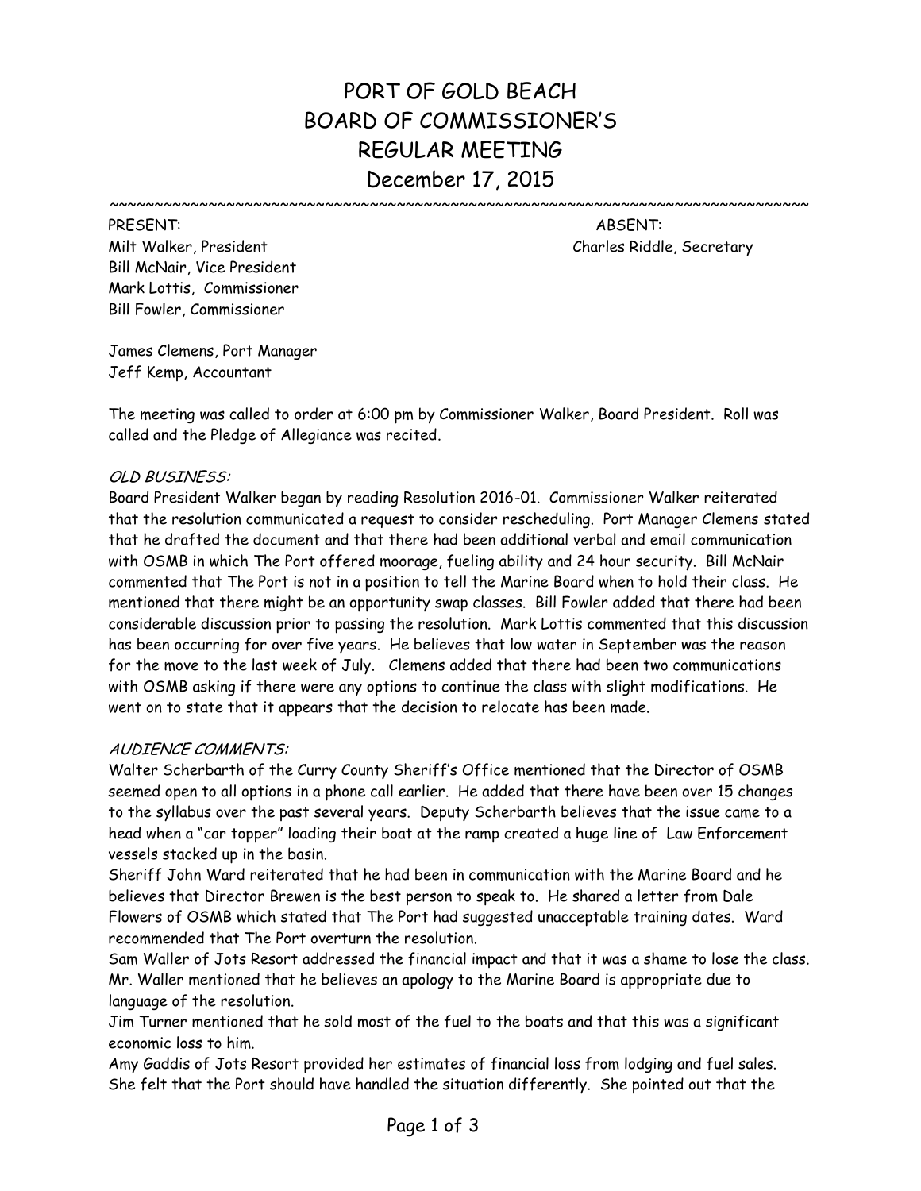# PORT OF GOLD BEACH
# BOARD OF COMMISSIONER'S
# REGULAR MEETING
# December 17, 2015

~~~~~~~~~~~~~~~~~~~~~~~~~~~~~~~~~~~~~~~~~~~~~~~~~~~~~~~~~~~~~~~~~~~~~~~~~~~~~~~~~~

| PRESENT: | ABSENT: |
| --- | --- |
| Milt Walker, President | Charles Riddle, Secretary |
| Bill McNair, Vice President | |
| Mark Lottis, Commissioner | |
| Bill Fowler, Commissioner | |

James Clemens, Port Manager
Jeff Kemp, Accountant

The meeting was called to order at 6:00 pm by Commissioner Walker, Board President. Roll was called and the Pledge of Allegiance was recited.

*OLD BUSINESS:*

Board President Walker began by reading Resolution 2016-01. Commissioner Walker reiterated that the resolution communicated a request to consider rescheduling. Port Manager Clemens stated that he drafted the document and that there had been additional verbal and email communication with OSMB in which The Port offered moorage, fueling ability and 24 hour security. Bill McNair commented that The Port is not in a position to tell the Marine Board when to hold their class. He mentioned that there might be an opportunity swap classes. Bill Fowler added that there had been considerable discussion prior to passing the resolution. Mark Lottis commented that this discussion has been occurring for over five years. He believes that low water in September was the reason for the move to the last week of July. Clemens added that there had been two communications with OSMB asking if there were any options to continue the class with slight modifications. He went on to state that it appears that the decision to relocate has been made.

*AUDIENCE COMMENTS:*

Walter Scherbarth of the Curry County Sheriff's Office mentioned that the Director of OSMB seemed open to all options in a phone call earlier. He added that there have been over 15 changes to the syllabus over the past several years. Deputy Scherbarth believes that the issue came to a head when a "car topper" loading their boat at the ramp created a huge line of Law Enforcement vessels stacked up in the basin.

Sheriff John Ward reiterated that he had been in communication with the Marine Board and he believes that Director Brewen is the best person to speak to. He shared a letter from Dale Flowers of OSMB which stated that The Port had suggested unacceptable training dates. Ward recommended that The Port overturn the resolution.

Sam Waller of Jots Resort addressed the financial impact and that it was a shame to lose the class. Mr. Waller mentioned that he believes an apology to the Marine Board is appropriate due to language of the resolution.

Jim Turner mentioned that he sold most of the fuel to the boats and that this was a significant economic loss to him.

Amy Gaddis of Jots Resort provided her estimates of financial loss from lodging and fuel sales. She felt that the Port should have handled the situation differently. She pointed out that the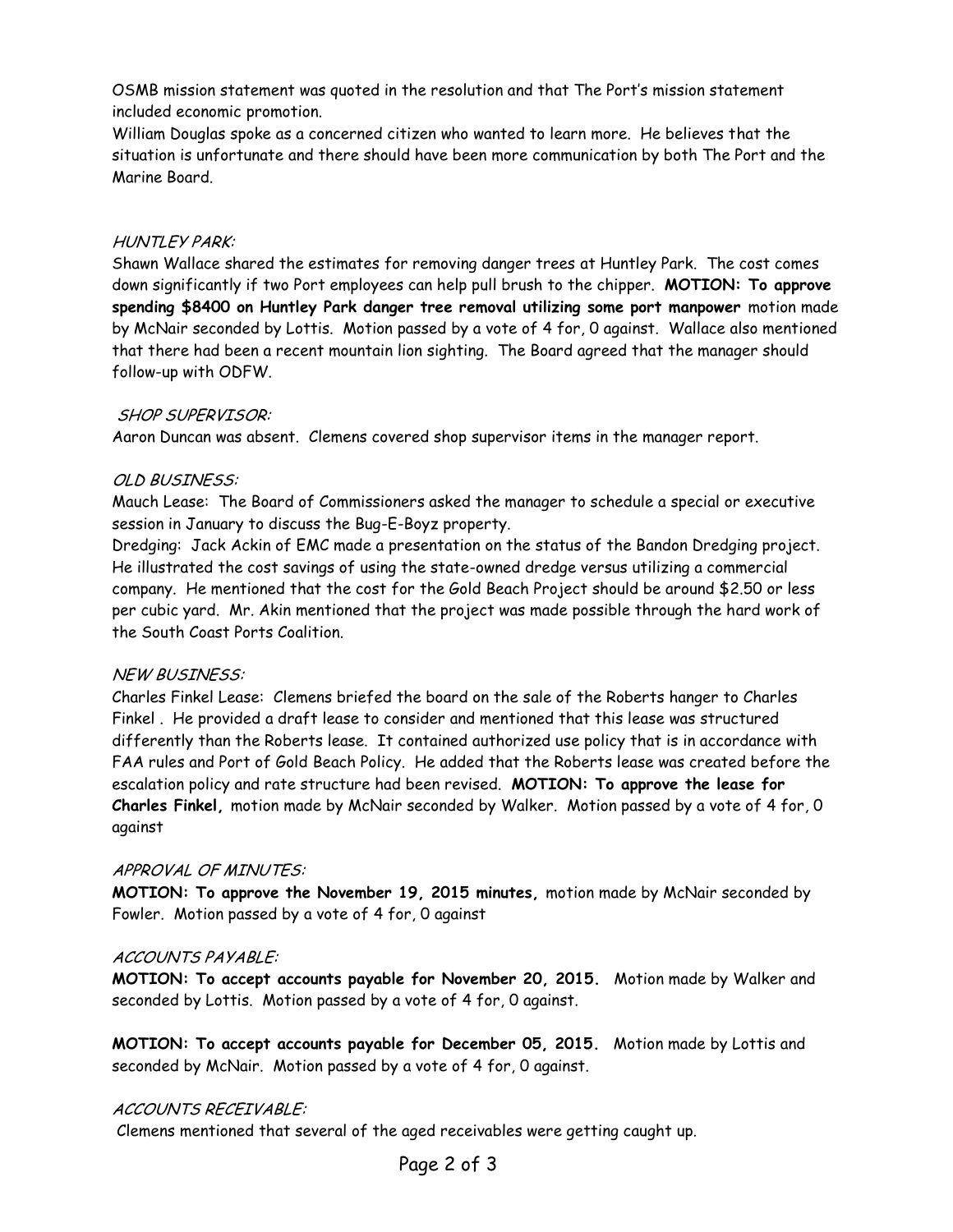OSMB mission statement was quoted in the resolution and that The Port's mission statement included economic promotion.

William Douglas spoke as a concerned citizen who wanted to learn more. He believes that the situation is unfortunate and there should have been more communication by both The Port and the Marine Board.

### *HUNTLEY PARK:*

Shawn Wallace shared the estimates for removing danger trees at Huntley Park. The cost comes down significantly if two Port employees can help pull brush to the chipper. **MOTION: To approve spending $8400 on Huntley Park danger tree removal utilizing some port manpower** motion made by McNair seconded by Lottis. Motion passed by a vote of 4 for, 0 against. Wallace also mentioned that there had been a recent mountain lion sighting. The Board agreed that the manager should follow-up with ODFW.

### *SHOP SUPERVISOR:*

Aaron Duncan was absent. Clemens covered shop supervisor items in the manager report.

### *OLD BUSINESS:*

Mauch Lease: The Board of Commissioners asked the manager to schedule a special or executive session in January to discuss the Bug-E-Boyz property.

Dredging: Jack Ackin of EMC made a presentation on the status of the Bandon Dredging project. He illustrated the cost savings of using the state-owned dredge versus utilizing a commercial company. He mentioned that the cost for the Gold Beach Project should be around $2.50 or less per cubic yard. Mr. Akin mentioned that the project was made possible through the hard work of the South Coast Ports Coalition.

### *NEW BUSINESS:*

Charles Finkel Lease: Clemens briefed the board on the sale of the Roberts hanger to Charles Finkel . He provided a draft lease to consider and mentioned that this lease was structured differently than the Roberts lease. It contained authorized use policy that is in accordance with FAA rules and Port of Gold Beach Policy. He added that the Roberts lease was created before the escalation policy and rate structure had been revised. **MOTION: To approve the lease for Charles Finkel,** motion made by McNair seconded by Walker. Motion passed by a vote of 4 for, 0 against

### *APPROVAL OF MINUTES:*

**MOTION: To approve the November 19, 2015 minutes,** motion made by McNair seconded by Fowler. Motion passed by a vote of 4 for, 0 against

### *ACCOUNTS PAYABLE:*

**MOTION: To accept accounts payable for November 20, 2015.** Motion made by Walker and seconded by Lottis. Motion passed by a vote of 4 for, 0 against.

**MOTION: To accept accounts payable for December 05, 2015.** Motion made by Lottis and seconded by McNair. Motion passed by a vote of 4 for, 0 against.

### *ACCOUNTS RECEIVABLE:*

Clemens mentioned that several of the aged receivables were getting caught up.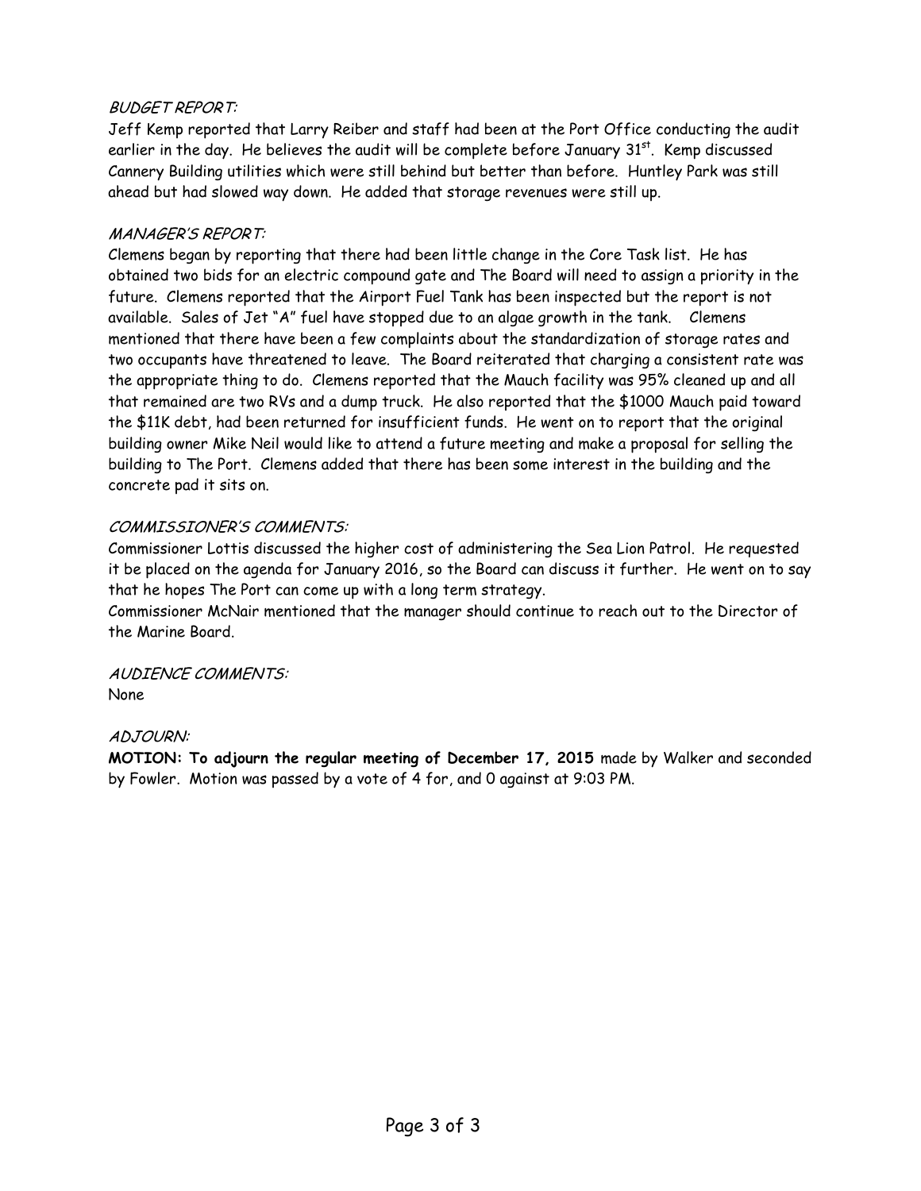*BUDGET REPORT:*

Jeff Kemp reported that Larry Reiber and staff had been at the Port Office conducting the audit earlier in the day. He believes the audit will be complete before January 31st. Kemp discussed Cannery Building utilities which were still behind but better than before. Huntley Park was still ahead but had slowed way down. He added that storage revenues were still up.

*MANAGER'S REPORT:*

Clemens began by reporting that there had been little change in the Core Task list. He has obtained two bids for an electric compound gate and The Board will need to assign a priority in the future. Clemens reported that the Airport Fuel Tank has been inspected but the report is not available. Sales of Jet "A" fuel have stopped due to an algae growth in the tank. Clemens mentioned that there have been a few complaints about the standardization of storage rates and two occupants have threatened to leave. The Board reiterated that charging a consistent rate was the appropriate thing to do. Clemens reported that the Mauch facility was 95% cleaned up and all that remained are two RVs and a dump truck. He also reported that the $1000 Mauch paid toward the $11K debt, had been returned for insufficient funds. He went on to report that the original building owner Mike Neil would like to attend a future meeting and make a proposal for selling the building to The Port. Clemens added that there has been some interest in the building and the concrete pad it sits on.

*COMMISSIONER'S COMMENTS:*

Commissioner Lottis discussed the higher cost of administering the Sea Lion Patrol. He requested it be placed on the agenda for January 2016, so the Board can discuss it further. He went on to say that he hopes The Port can come up with a long term strategy.

Commissioner McNair mentioned that the manager should continue to reach out to the Director of the Marine Board.

*AUDIENCE COMMENTS:*

None

*ADJOURN:*

**MOTION: To adjourn the regular meeting of December 17, 2015** made by Walker and seconded by Fowler. Motion was passed by a vote of 4 for, and 0 against at 9:03 PM.